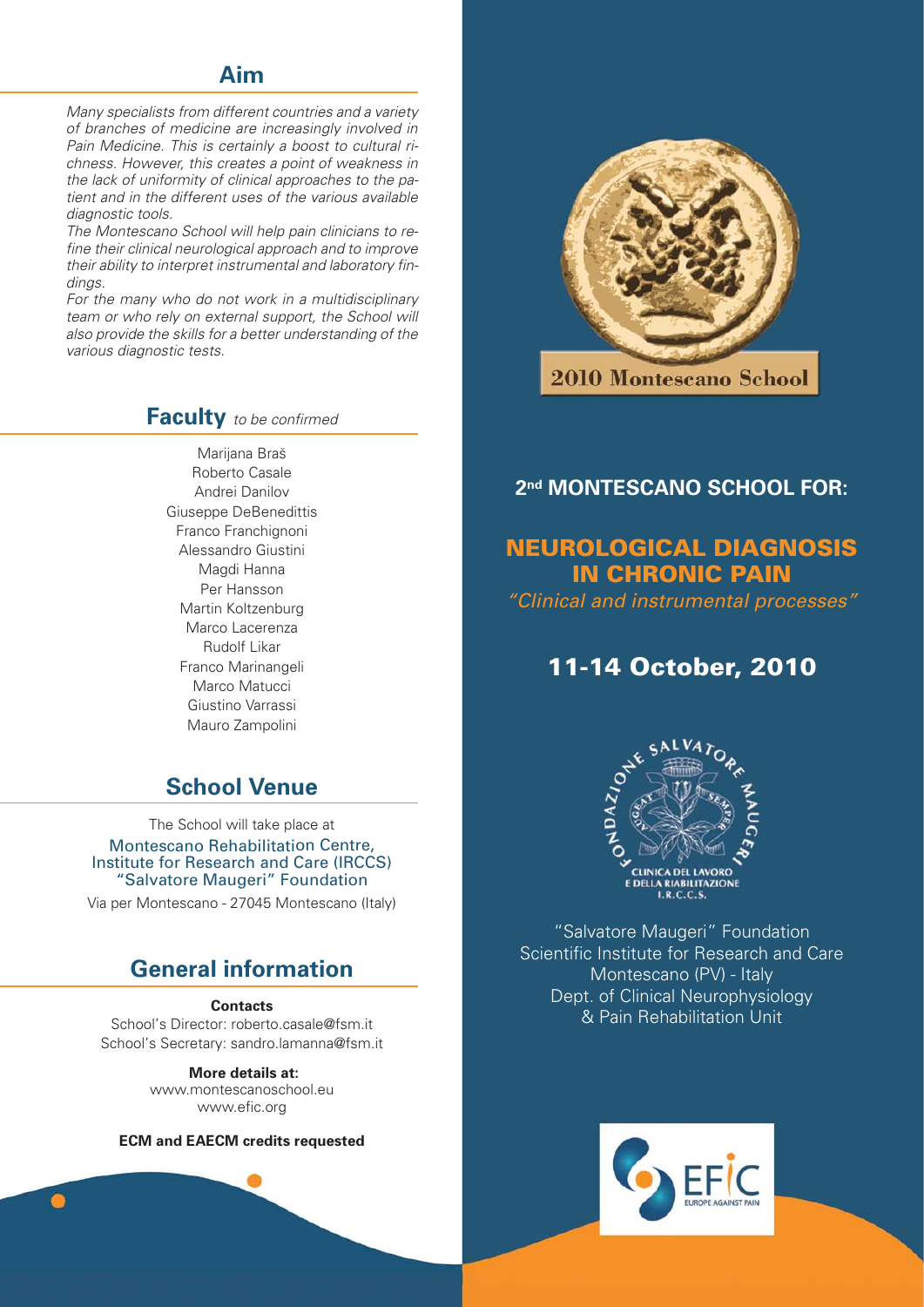## Aim

*Many specialists from different countries and a variety of branches of medicine are increasingly involved in Pain Medicine. This is certainly a boost to cultural richness. However, this creates a point of weakness in the lack of uniformity of clinical approaches to the patient and in the different uses of the various available diagnostic tools.*

*The Montescano School will help pain clinicians to refine their clinical neurological approach and to improve their ability to interpret instrumental and laboratory findings.*

*For the many who do not work in a multidisciplinary team or who rely on external support, the School will also provide the skills for a better understanding of the various diagnostic tests.*

## Faculty *to be confirmed*

Marijana Braš
Roberto Casale
Andrei Danilov
Giuseppe DeBenedittis
Franco Franchignoni
Alessandro Giustini
Magdi Hanna
Per Hansson
Martin Koltzenburg
Marco Lacerenza
Rudolf Likar
Franco Marinangeli
Marco Matucci
Giustino Varrassi
Mauro Zampolini

## School Venue

The School will take place at
Montescano Rehabilitation Centre,
Institute for Research and Care (IRCCS)
"Salvatore Maugeri" Foundation
Via per Montescano - 27045 Montescano (Italy)

## General information

**Contacts**
School's Director: roberto.casale@fsm.it
School's Secretary: sandro.lamanna@fsm.it

**More details at:**
www.montescanoschool.eu
www.efic.org

**ECM and EAECM credits requested**

2010 Montescano School

## 2nd MONTESCANO SCHOOL FOR:

# NEUROLOGICAL DIAGNOSIS IN CHRONIC PAIN

*"Clinical and instrumental processes"*

## 11-14 October, 2010

FONDAZIONE SALVATORE MAUGERI
CLINICA DEL LAVORO E DELLA RIABILITAZIONE I.R.C.C.S.

"Salvatore Maugeri" Foundation
Scientific Institute for Research and Care
Montescano (PV) - Italy
Dept. of Clinical Neurophysiology
& Pain Rehabilitation Unit

EFIC
EUROPE AGAINST PAIN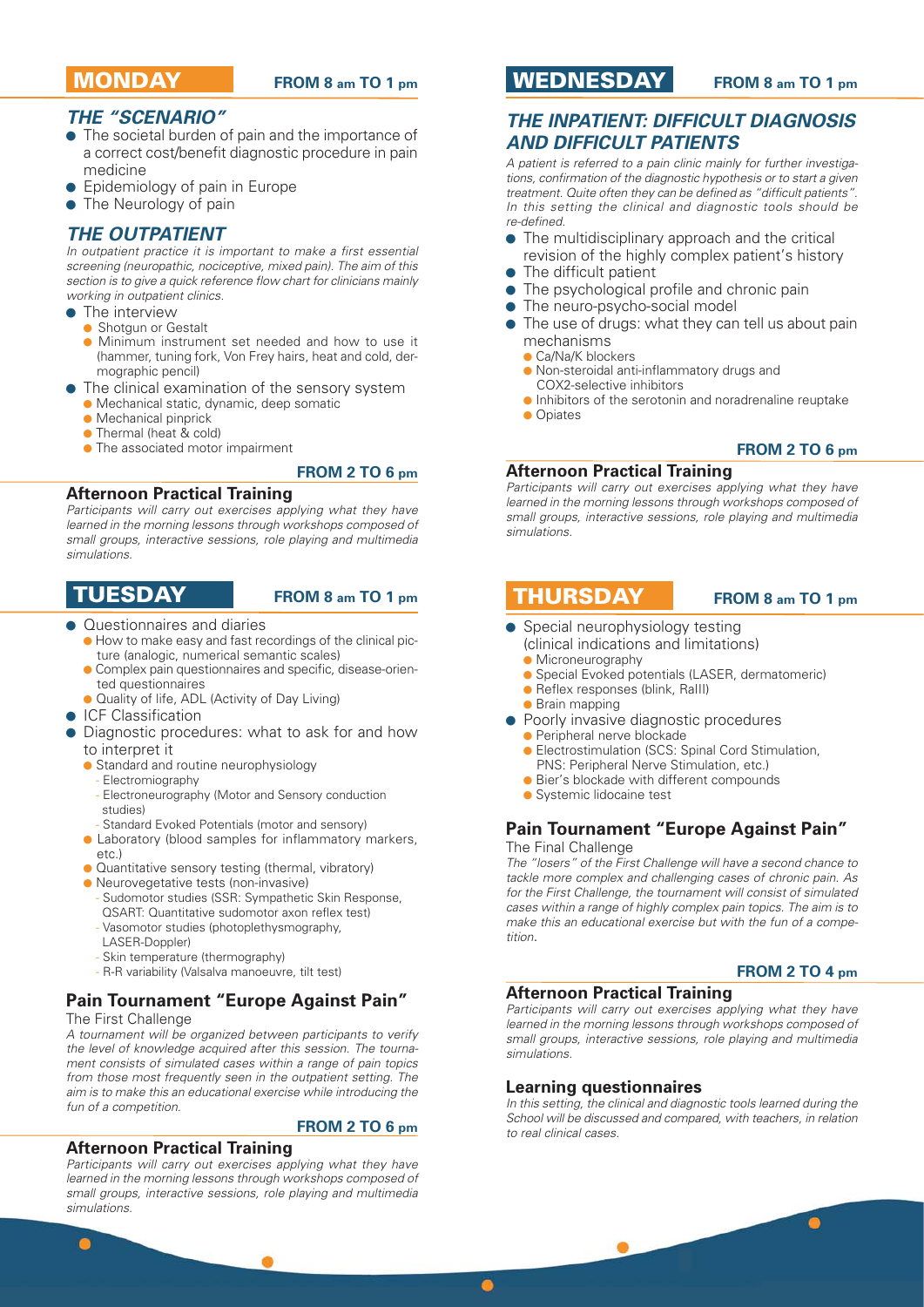## MONDAY

**FROM 8 am TO 1 pm**

### *THE "SCENARIO"*

- The societal burden of pain and the importance of a correct cost/benefit diagnostic procedure in pain medicine
- Epidemiology of pain in Europe
- The Neurology of pain

### *THE OUTPATIENT*

*In outpatient practice it is important to make a first essential screening (neuropathic, nociceptive, mixed pain). The aim of this section is to give a quick reference flow chart for clinicians mainly working in outpatient clinics.*

- The interview
  - Shotgun or Gestalt
  - Minimum instrument set needed and how to use it (hammer, tuning fork, Von Frey hairs, heat and cold, dermographic pencil)
- The clinical examination of the sensory system
  - Mechanical static, dynamic, deep somatic
  - Mechanical pinprick
  - Thermal (heat & cold)
  - The associated motor impairment

**FROM 2 TO 6 pm**

#### Afternoon Practical Training

*Participants will carry out exercises applying what they have learned in the morning lessons through workshops composed of small groups, interactive sessions, role playing and multimedia simulations.*

## TUESDAY

**FROM 8 am TO 1 pm**

- Questionnaires and diaries
  - How to make easy and fast recordings of the clinical picture (analogic, numerical semantic scales)
  - Complex pain questionnaires and specific, disease-oriented questionnaires
  - Quality of life, ADL (Activity of Day Living)
- ICF Classification
- Diagnostic procedures: what to ask for and how to interpret it
  - Standard and routine neurophysiology
    - Electromiography
    - Electroneurography (Motor and Sensory conduction studies)
    - Standard Evoked Potentials (motor and sensory)
  - Laboratory (blood samples for inflammatory markers, etc.)
  - Quantitative sensory testing (thermal, vibratory)
  - Neurovegetative tests (non-invasive)
    - Sudomotor studies (SSR: Sympathetic Skin Response, QSART: Quantitative sudomotor axon reflex test)
    - Vasomotor studies (photoplethysmography, LASER-Doppler)
    - Skin temperature (thermography)
    - R-R variability (Valsalva manoeuvre, tilt test)

#### Pain Tournament "Europe Against Pain"

The First Challenge

*A tournament will be organized between participants to verify the level of knowledge acquired after this session. The tournament consists of simulated cases within a range of pain topics from those most frequently seen in the outpatient setting. The aim is to make this an educational exercise while introducing the fun of a competition.*

**FROM 2 TO 6 pm**

#### Afternoon Practical Training

*Participants will carry out exercises applying what they have learned in the morning lessons through workshops composed of small groups, interactive sessions, role playing and multimedia simulations.*

## WEDNESDAY

**FROM 8 am TO 1 pm**

### *THE INPATIENT: DIFFICULT DIAGNOSIS AND DIFFICULT PATIENTS*

*A patient is referred to a pain clinic mainly for further investigations, confirmation of the diagnostic hypothesis or to start a given treatment. Quite often they can be defined as "difficult patients". In this setting the clinical and diagnostic tools should be re-defined.*

- The multidisciplinary approach and the critical revision of the highly complex patient's history
- The difficult patient
- The psychological profile and chronic pain
- The neuro-psycho-social model
- The use of drugs: what they can tell us about pain mechanisms
  - Ca/Na/K blockers
  - Non-steroidal anti-inflammatory drugs and COX2-selective inhibitors
  - Inhibitors of the serotonin and noradrenaline reuptake
  - Opiates

**FROM 2 TO 6 pm**

#### Afternoon Practical Training

*Participants will carry out exercises applying what they have learned in the morning lessons through workshops composed of small groups, interactive sessions, role playing and multimedia simulations.*

## THURSDAY

**FROM 8 am TO 1 pm**

- Special neurophysiology testing (clinical indications and limitations)
  - Microneurography
  - Special Evoked potentials (LASER, dermatomeric)
  - Reflex responses (blink, RaIII)
  - Brain mapping
- Poorly invasive diagnostic procedures
  - Peripheral nerve blockade
  - Electrostimulation (SCS: Spinal Cord Stimulation, PNS: Peripheral Nerve Stimulation, etc.)
  - Bier's blockade with different compounds
  - Systemic lidocaine test

#### Pain Tournament "Europe Against Pain"

The Final Challenge

*The "losers" of the First Challenge will have a second chance to tackle more complex and challenging cases of chronic pain. As for the First Challenge, the tournament will consist of simulated cases within a range of highly complex pain topics. The aim is to make this an educational exercise but with the fun of a competition.*

**FROM 2 TO 4 pm**

#### Afternoon Practical Training

*Participants will carry out exercises applying what they have learned in the morning lessons through workshops composed of small groups, interactive sessions, role playing and multimedia simulations.*

#### Learning questionnaires

*In this setting, the clinical and diagnostic tools learned during the School will be discussed and compared, with teachers, in relation to real clinical cases.*